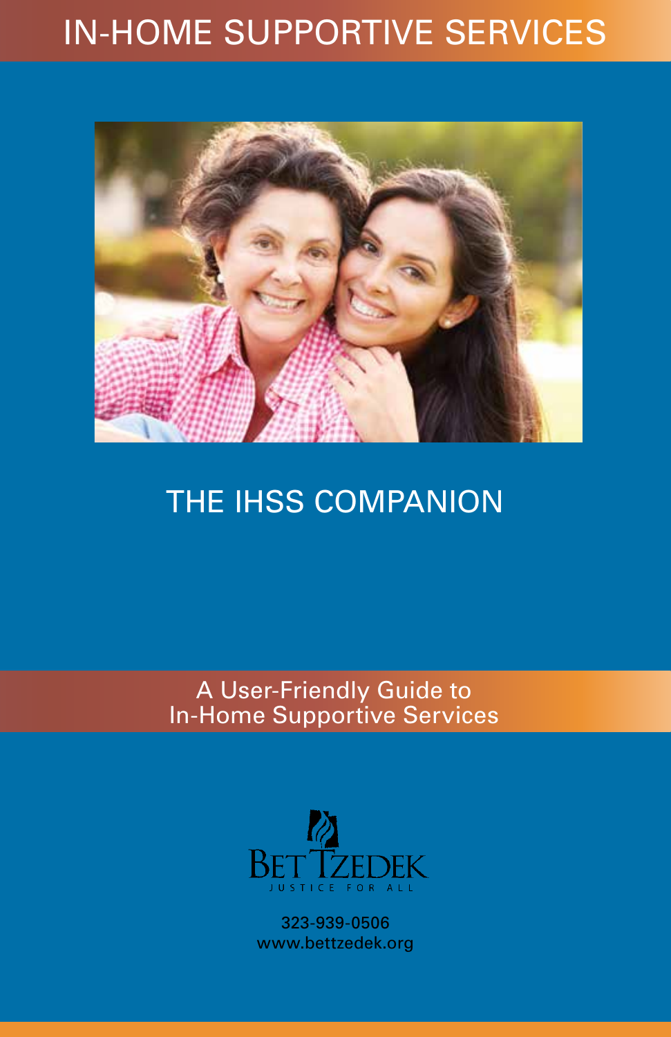# IN-HOME SUPPORTIVE SERVICES

## THE IHSS COMPANION

A User-Friendly Guide to
In-Home Supportive Services

BET TZEDEK
JUSTICE FOR ALL

323-939-0506
www.bettzedek.org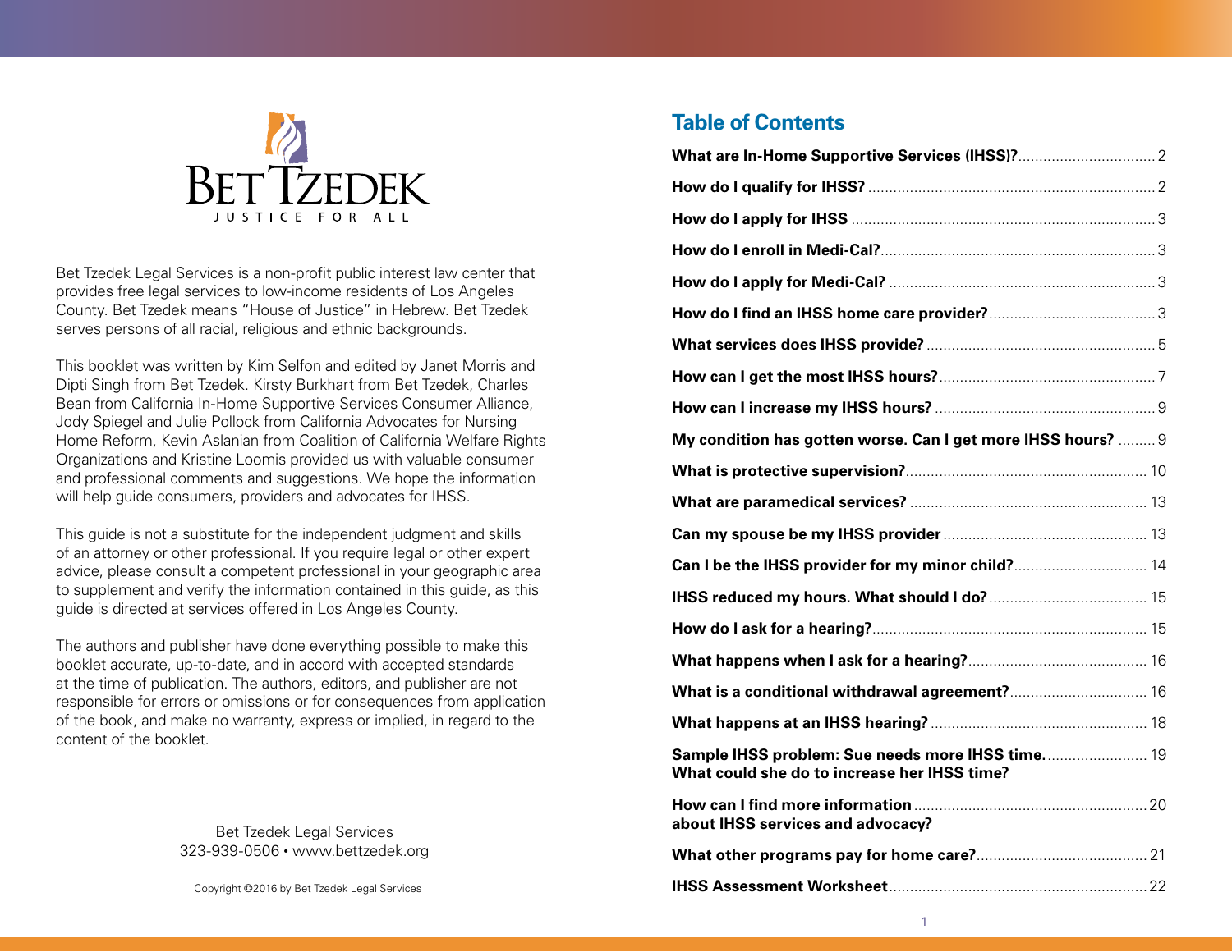BET TZEDEK

JUSTICE FOR ALL

Bet Tzedek Legal Services is a non-profit public interest law center that provides free legal services to low-income residents of Los Angeles County. Bet Tzedek means "House of Justice" in Hebrew. Bet Tzedek serves persons of all racial, religious and ethnic backgrounds.

This booklet was written by Kim Selfon and edited by Janet Morris and Dipti Singh from Bet Tzedek. Kirsty Burkhart from Bet Tzedek, Charles Bean from California In-Home Supportive Services Consumer Alliance, Jody Spiegel and Julie Pollock from California Advocates for Nursing Home Reform, Kevin Aslanian from Coalition of California Welfare Rights Organizations and Kristine Loomis provided us with valuable consumer and professional comments and suggestions. We hope the information will help guide consumers, providers and advocates for IHSS.

This guide is not a substitute for the independent judgment and skills of an attorney or other professional. If you require legal or other expert advice, please consult a competent professional in your geographic area to supplement and verify the information contained in this guide, as this guide is directed at services offered in Los Angeles County.

The authors and publisher have done everything possible to make this booklet accurate, up-to-date, and in accord with accepted standards at the time of publication. The authors, editors, and publisher are not responsible for errors or omissions or for consequences from application of the book, and make no warranty, express or implied, in regard to the content of the booklet.

Bet Tzedek Legal Services
323-939-0506 • www.bettzedek.org

Copyright ©2016 by Bet Tzedek Legal Services

## Table of Contents

| | |
|---|---|
| **What are In-Home Supportive Services (IHSS)?** | 2 |
| **How do I qualify for IHSS?** | 2 |
| **How do I apply for IHSS** | 3 |
| **How do I enroll in Medi-Cal?** | 3 |
| **How do I apply for Medi-Cal?** | 3 |
| **How do I find an IHSS home care provider?** | 3 |
| **What services does IHSS provide?** | 5 |
| **How can I get the most IHSS hours?** | 7 |
| **How can I increase my IHSS hours?** | 9 |
| **My condition has gotten worse. Can I get more IHSS hours?** | 9 |
| **What is protective supervision?** | 10 |
| **What are paramedical services?** | 13 |
| **Can my spouse be my IHSS provider** | 13 |
| **Can I be the IHSS provider for my minor child?** | 14 |
| **IHSS reduced my hours. What should I do?** | 15 |
| **How do I ask for a hearing?** | 15 |
| **What happens when I ask for a hearing?** | 16 |
| **What is a conditional withdrawal agreement?** | 16 |
| **What happens at an IHSS hearing?** | 18 |
| **Sample IHSS problem: Sue needs more IHSS time. What could she do to increase her IHSS time?** | 19 |
| **How can I find more information about IHSS services and advocacy?** | 20 |
| **What other programs pay for home care?** | 21 |
| **IHSS Assessment Worksheet** | 22 |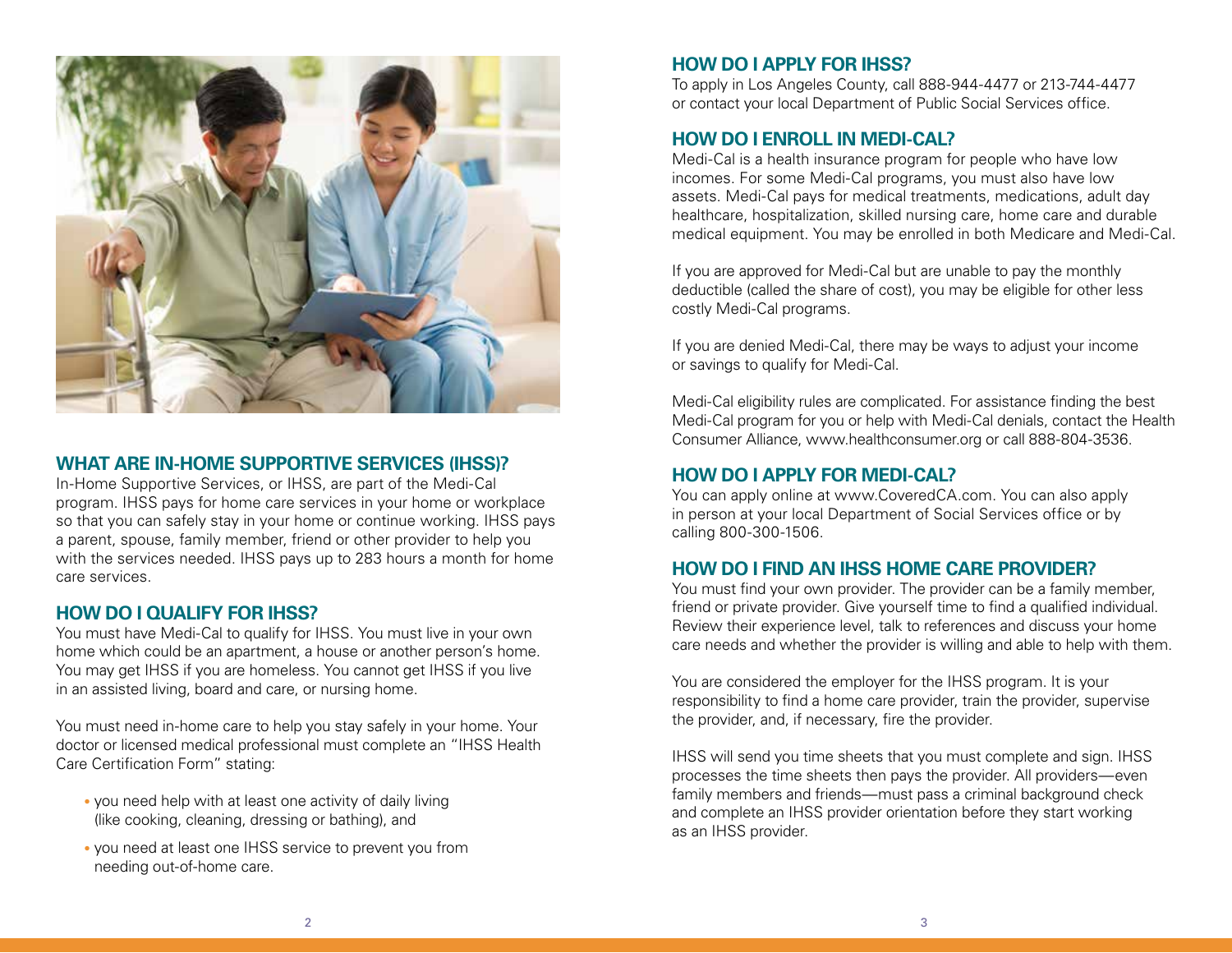## WHAT ARE IN-HOME SUPPORTIVE SERVICES (IHSS)?

In-Home Supportive Services, or IHSS, are part of the Medi-Cal program. IHSS pays for home care services in your home or workplace so that you can safely stay in your home or continue working. IHSS pays a parent, spouse, family member, friend or other provider to help you with the services needed. IHSS pays up to 283 hours a month for home care services.

## HOW DO I QUALIFY FOR IHSS?

You must have Medi-Cal to qualify for IHSS. You must live in your own home which could be an apartment, a house or another person's home. You may get IHSS if you are homeless. You cannot get IHSS if you live in an assisted living, board and care, or nursing home.

You must need in-home care to help you stay safely in your home. Your doctor or licensed medical professional must complete an "IHSS Health Care Certification Form" stating:

- you need help with at least one activity of daily living (like cooking, cleaning, dressing or bathing), and
- you need at least one IHSS service to prevent you from needing out-of-home care.

## HOW DO I APPLY FOR IHSS?

To apply in Los Angeles County, call 888-944-4477 or 213-744-4477 or contact your local Department of Public Social Services office.

## HOW DO I ENROLL IN MEDI-CAL?

Medi-Cal is a health insurance program for people who have low incomes. For some Medi-Cal programs, you must also have low assets. Medi-Cal pays for medical treatments, medications, adult day healthcare, hospitalization, skilled nursing care, home care and durable medical equipment. You may be enrolled in both Medicare and Medi-Cal.

If you are approved for Medi-Cal but are unable to pay the monthly deductible (called the share of cost), you may be eligible for other less costly Medi-Cal programs.

If you are denied Medi-Cal, there may be ways to adjust your income or savings to qualify for Medi-Cal.

Medi-Cal eligibility rules are complicated. For assistance finding the best Medi-Cal program for you or help with Medi-Cal denials, contact the Health Consumer Alliance, www.healthconsumer.org or call 888-804-3536.

## HOW DO I APPLY FOR MEDI-CAL?

You can apply online at www.CoveredCA.com. You can also apply in person at your local Department of Social Services office or by calling 800-300-1506.

## HOW DO I FIND AN IHSS HOME CARE PROVIDER?

You must find your own provider. The provider can be a family member, friend or private provider. Give yourself time to find a qualified individual. Review their experience level, talk to references and discuss your home care needs and whether the provider is willing and able to help with them.

You are considered the employer for the IHSS program. It is your responsibility to find a home care provider, train the provider, supervise the provider, and, if necessary, fire the provider.

IHSS will send you time sheets that you must complete and sign. IHSS processes the time sheets then pays the provider. All providers—even family members and friends—must pass a criminal background check and complete an IHSS provider orientation before they start working as an IHSS provider.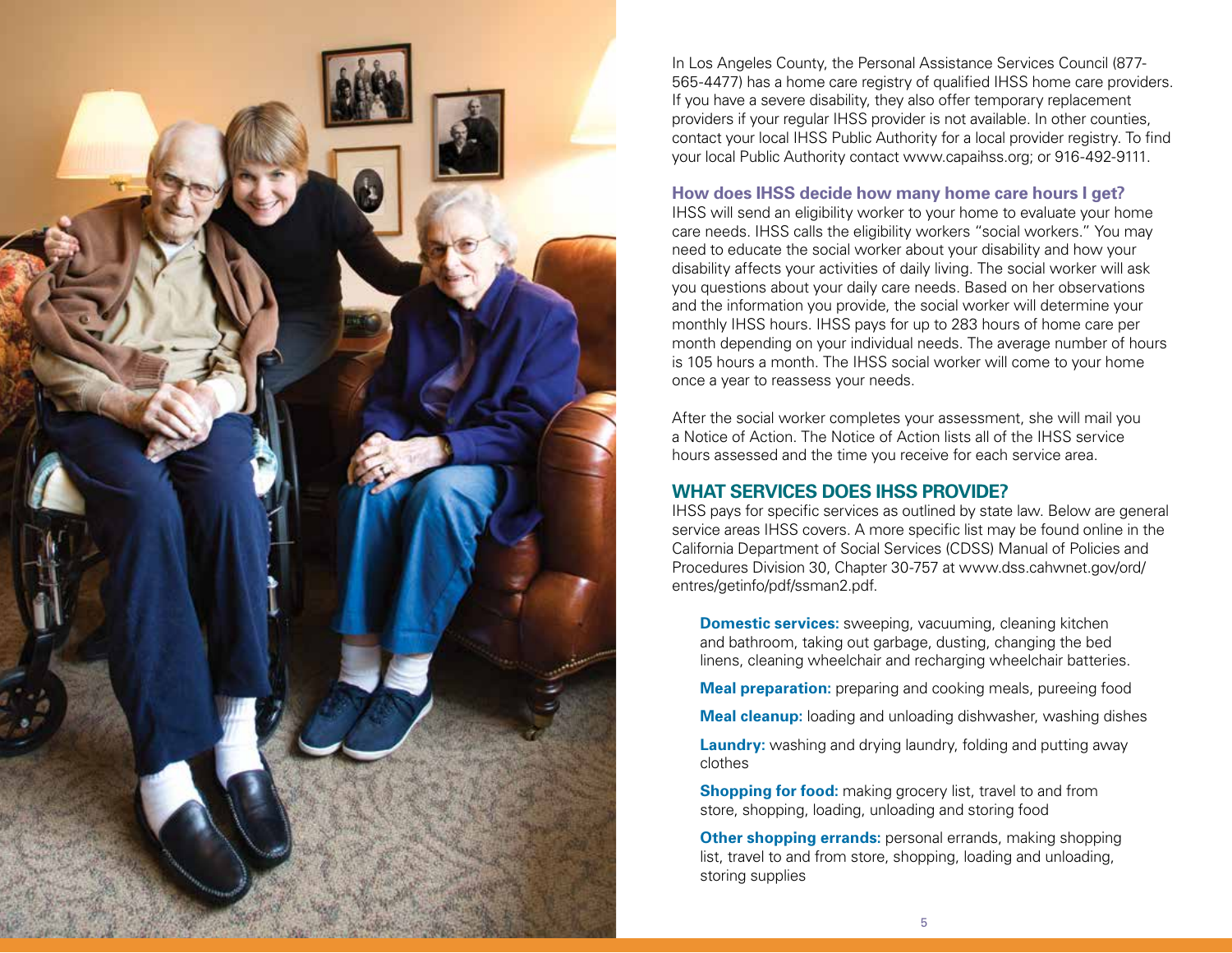In Los Angeles County, the Personal Assistance Services Council (877-565-4477) has a home care registry of qualified IHSS home care providers. If you have a severe disability, they also offer temporary replacement providers if your regular IHSS provider is not available. In other counties, contact your local IHSS Public Authority for a local provider registry. To find your local Public Authority contact www.capaihss.org; or 916-492-9111.

### How does IHSS decide how many home care hours I get?

IHSS will send an eligibility worker to your home to evaluate your home care needs. IHSS calls the eligibility workers "social workers." You may need to educate the social worker about your disability and how your disability affects your activities of daily living. The social worker will ask you questions about your daily care needs. Based on her observations and the information you provide, the social worker will determine your monthly IHSS hours. IHSS pays for up to 283 hours of home care per month depending on your individual needs. The average number of hours is 105 hours a month. The IHSS social worker will come to your home once a year to reassess your needs.

After the social worker completes your assessment, she will mail you a Notice of Action. The Notice of Action lists all of the IHSS service hours assessed and the time you receive for each service area.

## WHAT SERVICES DOES IHSS PROVIDE?

IHSS pays for specific services as outlined by state law. Below are general service areas IHSS covers. A more specific list may be found online in the California Department of Social Services (CDSS) Manual of Policies and Procedures Division 30, Chapter 30-757 at www.dss.cahwnet.gov/ord/entres/getinfo/pdf/ssman2.pdf.

**Domestic services:** sweeping, vacuuming, cleaning kitchen and bathroom, taking out garbage, dusting, changing the bed linens, cleaning wheelchair and recharging wheelchair batteries.

**Meal preparation:** preparing and cooking meals, pureeing food

**Meal cleanup:** loading and unloading dishwasher, washing dishes

**Laundry:** washing and drying laundry, folding and putting away clothes

**Shopping for food:** making grocery list, travel to and from store, shopping, loading, unloading and storing food

**Other shopping errands:** personal errands, making shopping list, travel to and from store, shopping, loading and unloading, storing supplies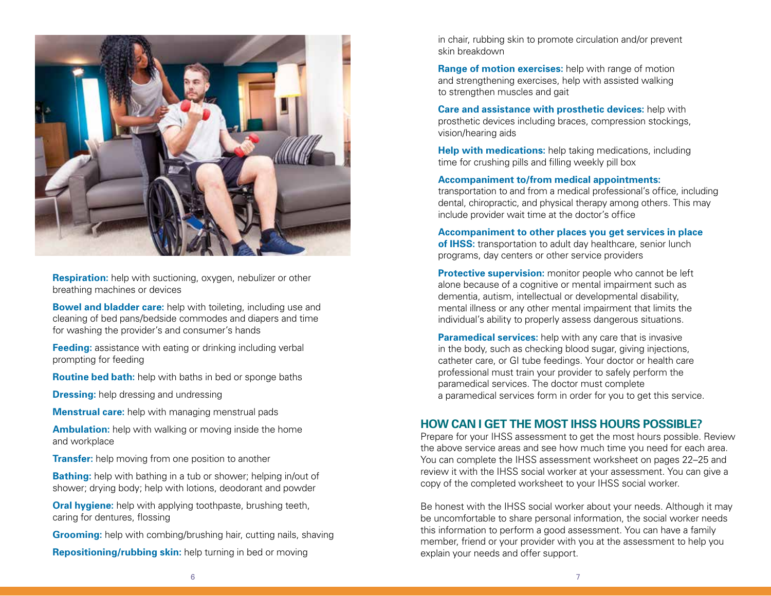**Respiration:** help with suctioning, oxygen, nebulizer or other breathing machines or devices

**Bowel and bladder care:** help with toileting, including use and cleaning of bed pans/bedside commodes and diapers and time for washing the provider's and consumer's hands

**Feeding:** assistance with eating or drinking including verbal prompting for feeding

**Routine bed bath:** help with baths in bed or sponge baths

**Dressing:** help dressing and undressing

**Menstrual care:** help with managing menstrual pads

**Ambulation:** help with walking or moving inside the home and workplace

**Transfer:** help moving from one position to another

**Bathing:** help with bathing in a tub or shower; helping in/out of shower; drying body; help with lotions, deodorant and powder

**Oral hygiene:** help with applying toothpaste, brushing teeth, caring for dentures, flossing

**Grooming:** help with combing/brushing hair, cutting nails, shaving

**Repositioning/rubbing skin:** help turning in bed or moving in chair, rubbing skin to promote circulation and/or prevent skin breakdown

**Range of motion exercises:** help with range of motion and strengthening exercises, help with assisted walking to strengthen muscles and gait

**Care and assistance with prosthetic devices:** help with prosthetic devices including braces, compression stockings, vision/hearing aids

**Help with medications:** help taking medications, including time for crushing pills and filling weekly pill box

**Accompaniment to/from medical appointments:** transportation to and from a medical professional's office, including dental, chiropractic, and physical therapy among others. This may include provider wait time at the doctor's office

**Accompaniment to other places you get services in place of IHSS:** transportation to adult day healthcare, senior lunch programs, day centers or other service providers

**Protective supervision:** monitor people who cannot be left alone because of a cognitive or mental impairment such as dementia, autism, intellectual or developmental disability, mental illness or any other mental impairment that limits the individual's ability to properly assess dangerous situations.

**Paramedical services:** help with any care that is invasive in the body, such as checking blood sugar, giving injections, catheter care, or GI tube feedings. Your doctor or health care professional must train your provider to safely perform the paramedical services. The doctor must complete a paramedical services form in order for you to get this service.

## HOW CAN I GET THE MOST IHSS HOURS POSSIBLE?

Prepare for your IHSS assessment to get the most hours possible. Review the above service areas and see how much time you need for each area. You can complete the IHSS assessment worksheet on pages 22–25 and review it with the IHSS social worker at your assessment. You can give a copy of the completed worksheet to your IHSS social worker.

Be honest with the IHSS social worker about your needs. Although it may be uncomfortable to share personal information, the social worker needs this information to perform a good assessment. You can have a family member, friend or your provider with you at the assessment to help you explain your needs and offer support.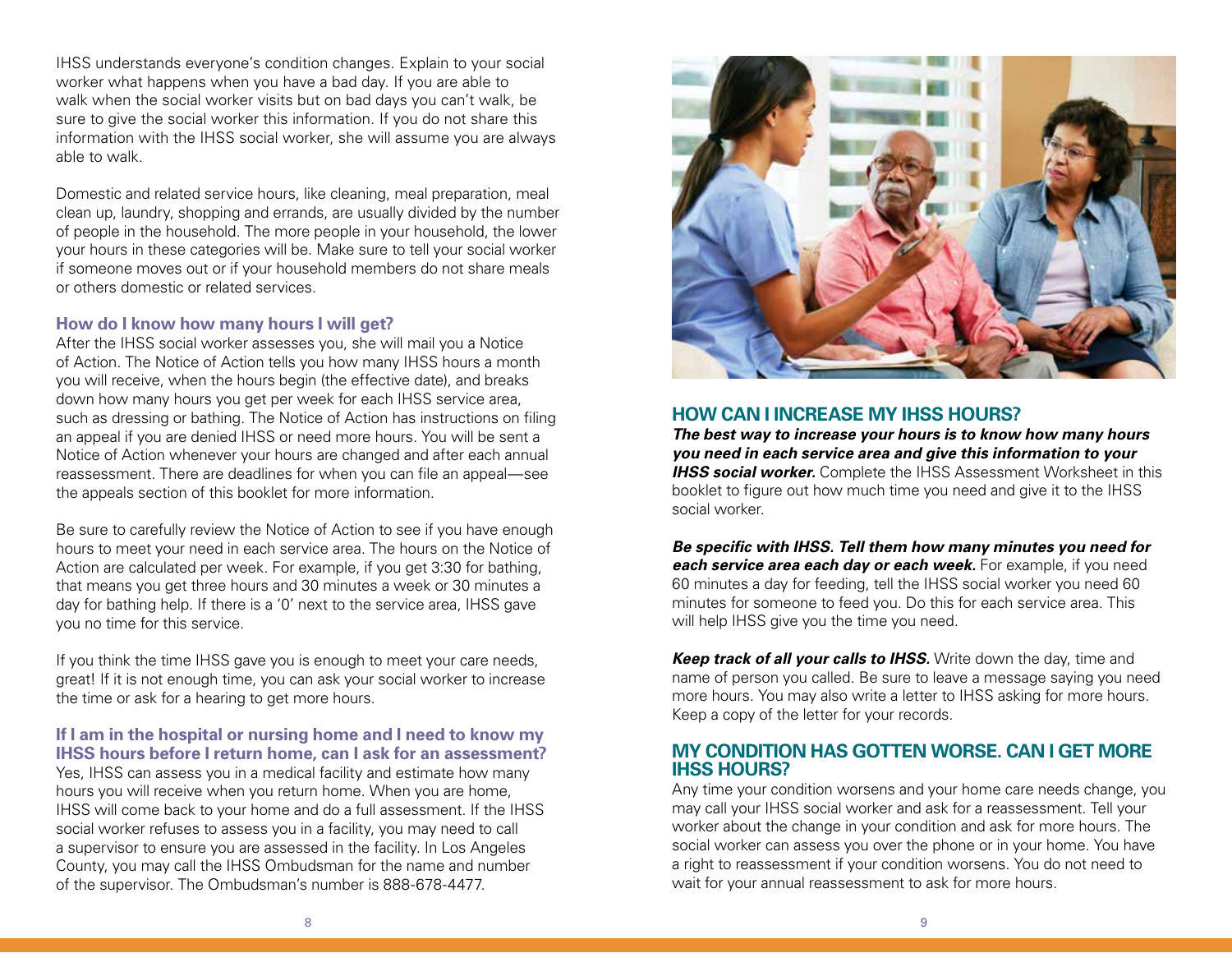IHSS understands everyone's condition changes. Explain to your social worker what happens when you have a bad day. If you are able to walk when the social worker visits but on bad days you can't walk, be sure to give the social worker this information. If you do not share this information with the IHSS social worker, she will assume you are always able to walk.

Domestic and related service hours, like cleaning, meal preparation, meal clean up, laundry, shopping and errands, are usually divided by the number of people in the household. The more people in your household, the lower your hours in these categories will be. Make sure to tell your social worker if someone moves out or if your household members do not share meals or others domestic or related services.

### How do I know how many hours I will get?

After the IHSS social worker assesses you, she will mail you a Notice of Action. The Notice of Action tells you how many IHSS hours a month you will receive, when the hours begin (the effective date), and breaks down how many hours you get per week for each IHSS service area, such as dressing or bathing. The Notice of Action has instructions on filing an appeal if you are denied IHSS or need more hours. You will be sent a Notice of Action whenever your hours are changed and after each annual reassessment. There are deadlines for when you can file an appeal—see the appeals section of this booklet for more information.

Be sure to carefully review the Notice of Action to see if you have enough hours to meet your need in each service area. The hours on the Notice of Action are calculated per week. For example, if you get 3:30 for bathing, that means you get three hours and 30 minutes a week or 30 minutes a day for bathing help. If there is a '0' next to the service area, IHSS gave you no time for this service.

If you think the time IHSS gave you is enough to meet your care needs, great! If it is not enough time, you can ask your social worker to increase the time or ask for a hearing to get more hours.

### If I am in the hospital or nursing home and I need to know my IHSS hours before I return home, can I ask for an assessment?

Yes, IHSS can assess you in a medical facility and estimate how many hours you will receive when you return home. When you are home, IHSS will come back to your home and do a full assessment. If the IHSS social worker refuses to assess you in a facility, you may need to call a supervisor to ensure you are assessed in the facility. In Los Angeles County, you may call the IHSS Ombudsman for the name and number of the supervisor. The Ombudsman's number is 888-678-4477.

## HOW CAN I INCREASE MY IHSS HOURS?

***The best way to increase your hours is to know how many hours you need in each service area and give this information to your IHSS social worker.*** Complete the IHSS Assessment Worksheet in this booklet to figure out how much time you need and give it to the IHSS social worker.

***Be specific with IHSS. Tell them how many minutes you need for each service area each day or each week.*** For example, if you need 60 minutes a day for feeding, tell the IHSS social worker you need 60 minutes for someone to feed you. Do this for each service area. This will help IHSS give you the time you need.

***Keep track of all your calls to IHSS.*** Write down the day, time and name of person you called. Be sure to leave a message saying you need more hours. You may also write a letter to IHSS asking for more hours. Keep a copy of the letter for your records.

## MY CONDITION HAS GOTTEN WORSE. CAN I GET MORE IHSS HOURS?

Any time your condition worsens and your home care needs change, you may call your IHSS social worker and ask for a reassessment. Tell your worker about the change in your condition and ask for more hours. The social worker can assess you over the phone or in your home. You have a right to reassessment if your condition worsens. You do not need to wait for your annual reassessment to ask for more hours.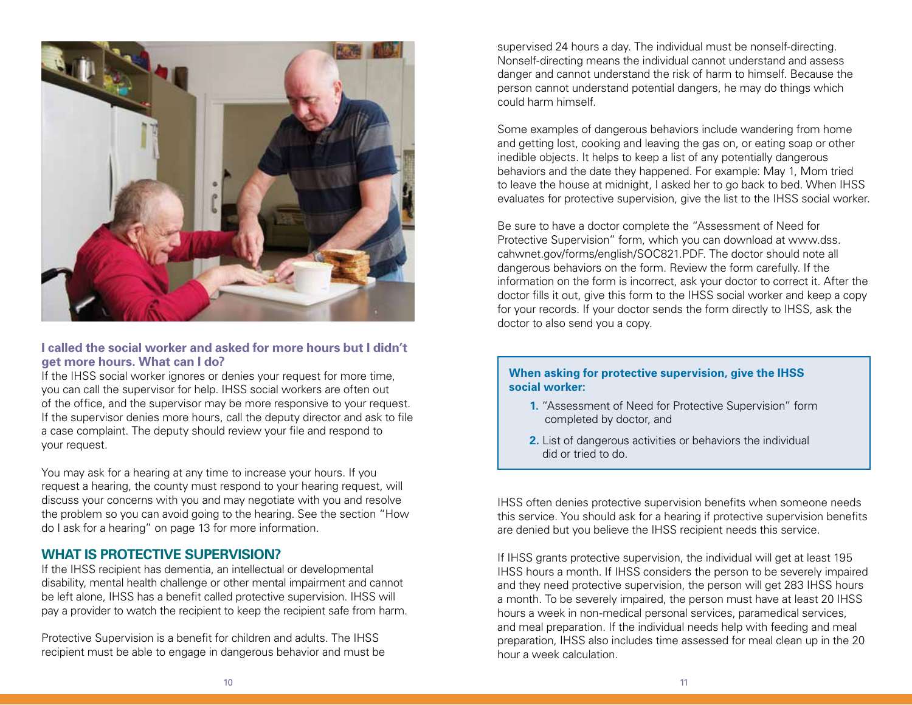**I called the social worker and asked for more hours but I didn't get more hours. What can I do?**

If the IHSS social worker ignores or denies your request for more time, you can call the supervisor for help. IHSS social workers are often out of the office, and the supervisor may be more responsive to your request. If the supervisor denies more hours, call the deputy director and ask to file a case complaint. The deputy should review your file and respond to your request.

You may ask for a hearing at any time to increase your hours. If you request a hearing, the county must respond to your hearing request, will discuss your concerns with you and may negotiate with you and resolve the problem so you can avoid going to the hearing. See the section "How do I ask for a hearing" on page 13 for more information.

## WHAT IS PROTECTIVE SUPERVISION?

If the IHSS recipient has dementia, an intellectual or developmental disability, mental health challenge or other mental impairment and cannot be left alone, IHSS has a benefit called protective supervision. IHSS will pay a provider to watch the recipient to keep the recipient safe from harm.

Protective Supervision is a benefit for children and adults. The IHSS recipient must be able to engage in dangerous behavior and must be supervised 24 hours a day. The individual must be nonself-directing. Nonself-directing means the individual cannot understand and assess danger and cannot understand the risk of harm to himself. Because the person cannot understand potential dangers, he may do things which could harm himself.

Some examples of dangerous behaviors include wandering from home and getting lost, cooking and leaving the gas on, or eating soap or other inedible objects. It helps to keep a list of any potentially dangerous behaviors and the date they happened. For example: May 1, Mom tried to leave the house at midnight, I asked her to go back to bed. When IHSS evaluates for protective supervision, give the list to the IHSS social worker.

Be sure to have a doctor complete the "Assessment of Need for Protective Supervision" form, which you can download at www.dss.cahwnet.gov/forms/english/SOC821.PDF. The doctor should note all dangerous behaviors on the form. Review the form carefully. If the information on the form is incorrect, ask your doctor to correct it. After the doctor fills it out, give this form to the IHSS social worker and keep a copy for your records. If your doctor sends the form directly to IHSS, ask the doctor to also send you a copy.

**When asking for protective supervision, give the IHSS social worker:**

1. "Assessment of Need for Protective Supervision" form completed by doctor, and
2. List of dangerous activities or behaviors the individual did or tried to do.

IHSS often denies protective supervision benefits when someone needs this service. You should ask for a hearing if protective supervision benefits are denied but you believe the IHSS recipient needs this service.

If IHSS grants protective supervision, the individual will get at least 195 IHSS hours a month. If IHSS considers the person to be severely impaired and they need protective supervision, the person will get 283 IHSS hours a month. To be severely impaired, the person must have at least 20 IHSS hours a week in non-medical personal services, paramedical services, and meal preparation. If the individual needs help with feeding and meal preparation, IHSS also includes time assessed for meal clean up in the 20 hour a week calculation.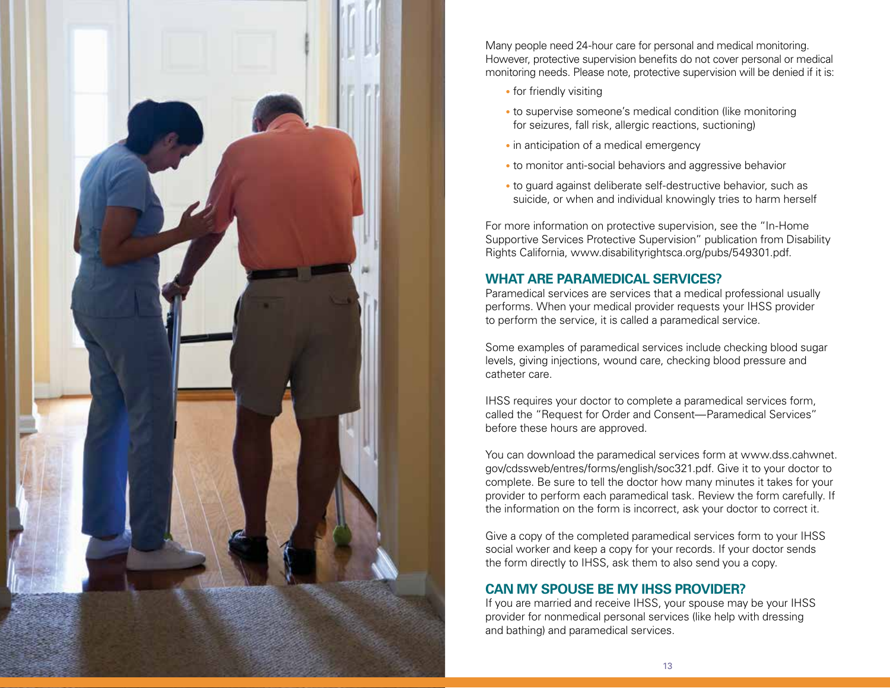Many people need 24-hour care for personal and medical monitoring. However, protective supervision benefits do not cover personal or medical monitoring needs. Please note, protective supervision will be denied if it is:

- for friendly visiting
- to supervise someone's medical condition (like monitoring for seizures, fall risk, allergic reactions, suctioning)
- in anticipation of a medical emergency
- to monitor anti-social behaviors and aggressive behavior
- to guard against deliberate self-destructive behavior, such as suicide, or when and individual knowingly tries to harm herself

For more information on protective supervision, see the "In-Home Supportive Services Protective Supervision" publication from Disability Rights California, www.disabilityrightsca.org/pubs/549301.pdf.

## WHAT ARE PARAMEDICAL SERVICES?

Paramedical services are services that a medical professional usually performs. When your medical provider requests your IHSS provider to perform the service, it is called a paramedical service.

Some examples of paramedical services include checking blood sugar levels, giving injections, wound care, checking blood pressure and catheter care.

IHSS requires your doctor to complete a paramedical services form, called the "Request for Order and Consent—Paramedical Services" before these hours are approved.

You can download the paramedical services form at www.dss.cahwnet.gov/cdssweb/entres/forms/english/soc321.pdf. Give it to your doctor to complete. Be sure to tell the doctor how many minutes it takes for your provider to perform each paramedical task. Review the form carefully. If the information on the form is incorrect, ask your doctor to correct it.

Give a copy of the completed paramedical services form to your IHSS social worker and keep a copy for your records. If your doctor sends the form directly to IHSS, ask them to also send you a copy.

## CAN MY SPOUSE BE MY IHSS PROVIDER?

If you are married and receive IHSS, your spouse may be your IHSS provider for nonmedical personal services (like help with dressing and bathing) and paramedical services.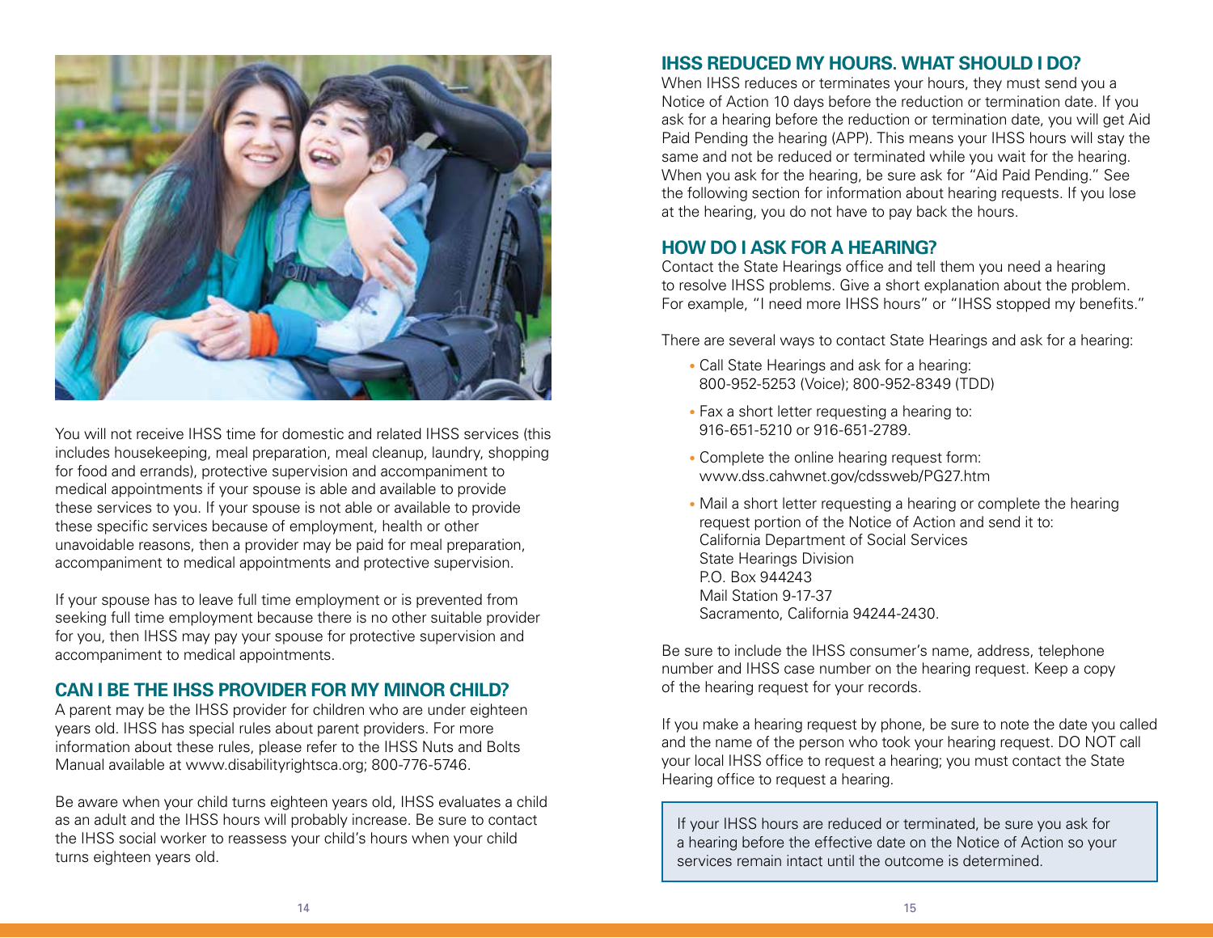You will not receive IHSS time for domestic and related IHSS services (this includes housekeeping, meal preparation, meal cleanup, laundry, shopping for food and errands), protective supervision and accompaniment to medical appointments if your spouse is able and available to provide these services to you. If your spouse is not able or available to provide these specific services because of employment, health or other unavoidable reasons, then a provider may be paid for meal preparation, accompaniment to medical appointments and protective supervision.

If your spouse has to leave full time employment or is prevented from seeking full time employment because there is no other suitable provider for you, then IHSS may pay your spouse for protective supervision and accompaniment to medical appointments.

## CAN I BE THE IHSS PROVIDER FOR MY MINOR CHILD?

A parent may be the IHSS provider for children who are under eighteen years old. IHSS has special rules about parent providers. For more information about these rules, please refer to the IHSS Nuts and Bolts Manual available at www.disabilityrightsca.org; 800-776-5746.

Be aware when your child turns eighteen years old, IHSS evaluates a child as an adult and the IHSS hours will probably increase. Be sure to contact the IHSS social worker to reassess your child's hours when your child turns eighteen years old.

## IHSS REDUCED MY HOURS. WHAT SHOULD I DO?

When IHSS reduces or terminates your hours, they must send you a Notice of Action 10 days before the reduction or termination date. If you ask for a hearing before the reduction or termination date, you will get Aid Paid Pending the hearing (APP). This means your IHSS hours will stay the same and not be reduced or terminated while you wait for the hearing. When you ask for the hearing, be sure ask for "Aid Paid Pending." See the following section for information about hearing requests. If you lose at the hearing, you do not have to pay back the hours.

## HOW DO I ASK FOR A HEARING?

Contact the State Hearings office and tell them you need a hearing to resolve IHSS problems. Give a short explanation about the problem. For example, "I need more IHSS hours" or "IHSS stopped my benefits."

There are several ways to contact State Hearings and ask for a hearing:

- Call State Hearings and ask for a hearing:
  800-952-5253 (Voice); 800-952-8349 (TDD)
- Fax a short letter requesting a hearing to:
  916-651-5210 or 916-651-2789.
- Complete the online hearing request form:
  www.dss.cahwnet.gov/cdssweb/PG27.htm
- Mail a short letter requesting a hearing or complete the hearing request portion of the Notice of Action and send it to:
  California Department of Social Services
  State Hearings Division
  P.O. Box 944243
  Mail Station 9-17-37
  Sacramento, California 94244-2430.

Be sure to include the IHSS consumer's name, address, telephone number and IHSS case number on the hearing request. Keep a copy of the hearing request for your records.

If you make a hearing request by phone, be sure to note the date you called and the name of the person who took your hearing request. DO NOT call your local IHSS office to request a hearing; you must contact the State Hearing office to request a hearing.

> If your IHSS hours are reduced or terminated, be sure you ask for a hearing before the effective date on the Notice of Action so your services remain intact until the outcome is determined.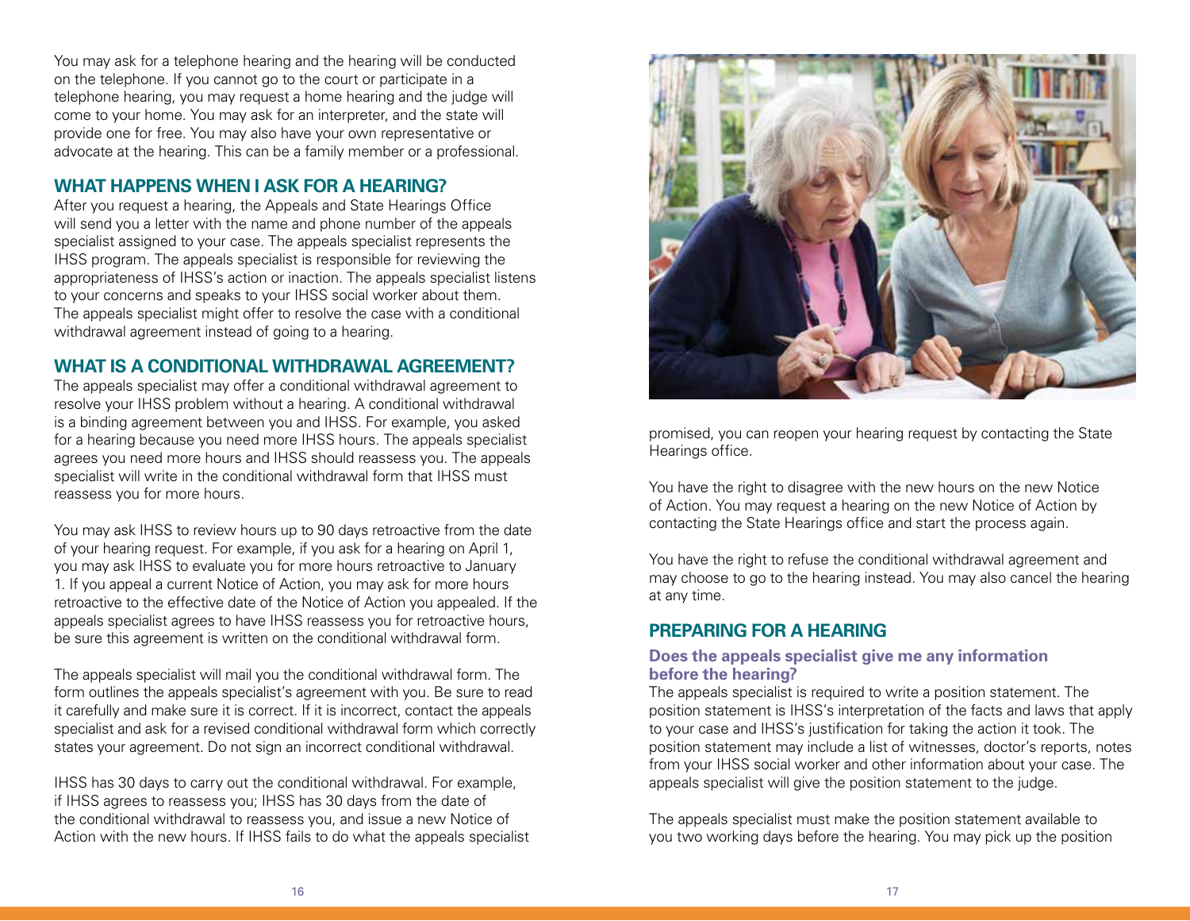You may ask for a telephone hearing and the hearing will be conducted on the telephone. If you cannot go to the court or participate in a telephone hearing, you may request a home hearing and the judge will come to your home. You may ask for an interpreter, and the state will provide one for free. You may also have your own representative or advocate at the hearing. This can be a family member or a professional.

## WHAT HAPPENS WHEN I ASK FOR A HEARING?

After you request a hearing, the Appeals and State Hearings Office will send you a letter with the name and phone number of the appeals specialist assigned to your case. The appeals specialist represents the IHSS program. The appeals specialist is responsible for reviewing the appropriateness of IHSS's action or inaction. The appeals specialist listens to your concerns and speaks to your IHSS social worker about them. The appeals specialist might offer to resolve the case with a conditional withdrawal agreement instead of going to a hearing.

## WHAT IS A CONDITIONAL WITHDRAWAL AGREEMENT?

The appeals specialist may offer a conditional withdrawal agreement to resolve your IHSS problem without a hearing. A conditional withdrawal is a binding agreement between you and IHSS. For example, you asked for a hearing because you need more IHSS hours. The appeals specialist agrees you need more hours and IHSS should reassess you. The appeals specialist will write in the conditional withdrawal form that IHSS must reassess you for more hours.

You may ask IHSS to review hours up to 90 days retroactive from the date of your hearing request. For example, if you ask for a hearing on April 1, you may ask IHSS to evaluate you for more hours retroactive to January 1. If you appeal a current Notice of Action, you may ask for more hours retroactive to the effective date of the Notice of Action you appealed. If the appeals specialist agrees to have IHSS reassess you for retroactive hours, be sure this agreement is written on the conditional withdrawal form.

The appeals specialist will mail you the conditional withdrawal form. The form outlines the appeals specialist's agreement with you. Be sure to read it carefully and make sure it is correct. If it is incorrect, contact the appeals specialist and ask for a revised conditional withdrawal form which correctly states your agreement. Do not sign an incorrect conditional withdrawal.

IHSS has 30 days to carry out the conditional withdrawal. For example, if IHSS agrees to reassess you; IHSS has 30 days from the date of the conditional withdrawal to reassess you, and issue a new Notice of Action with the new hours. If IHSS fails to do what the appeals specialist promised, you can reopen your hearing request by contacting the State Hearings office.

You have the right to disagree with the new hours on the new Notice of Action. You may request a hearing on the new Notice of Action by contacting the State Hearings office and start the process again.

You have the right to refuse the conditional withdrawal agreement and may choose to go to the hearing instead. You may also cancel the hearing at any time.

## PREPARING FOR A HEARING

### Does the appeals specialist give me any information before the hearing?

The appeals specialist is required to write a position statement. The position statement is IHSS's interpretation of the facts and laws that apply to your case and IHSS's justification for taking the action it took. The position statement may include a list of witnesses, doctor's reports, notes from your IHSS social worker and other information about your case. The appeals specialist will give the position statement to the judge.

The appeals specialist must make the position statement available to you two working days before the hearing. You may pick up the position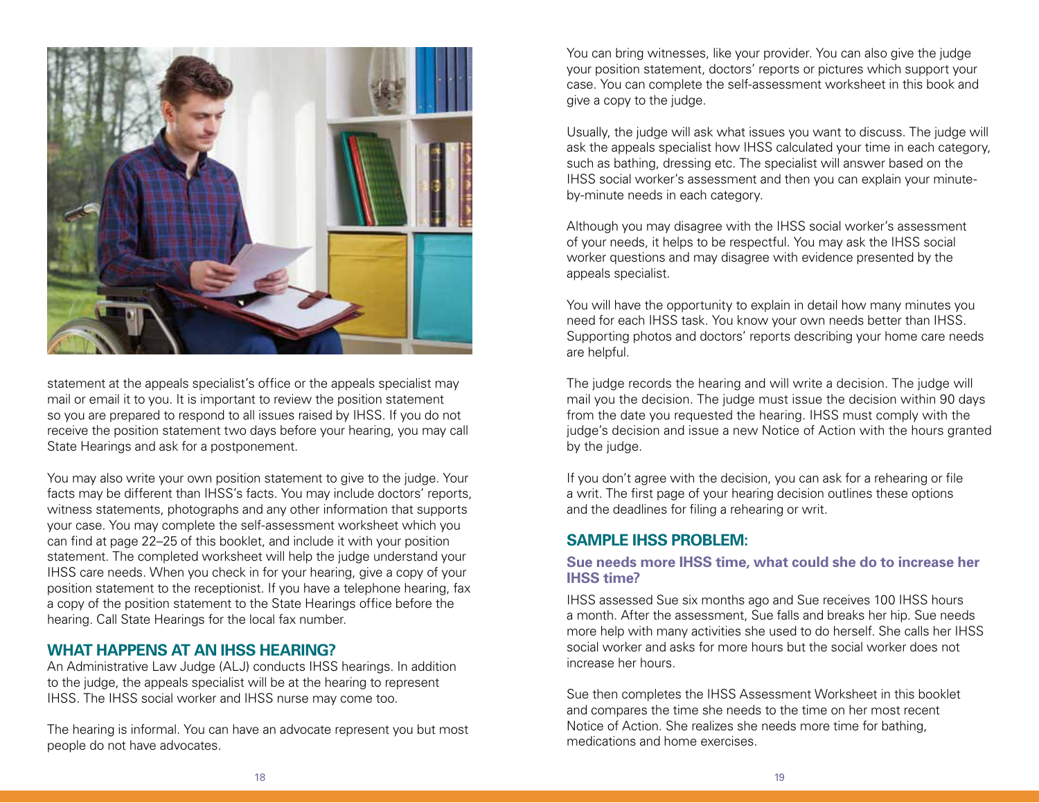statement at the appeals specialist's office or the appeals specialist may mail or email it to you. It is important to review the position statement so you are prepared to respond to all issues raised by IHSS. If you do not receive the position statement two days before your hearing, you may call State Hearings and ask for a postponement.

You may also write your own position statement to give to the judge. Your facts may be different than IHSS's facts. You may include doctors' reports, witness statements, photographs and any other information that supports your case. You may complete the self-assessment worksheet which you can find at page 22–25 of this booklet, and include it with your position statement. The completed worksheet will help the judge understand your IHSS care needs. When you check in for your hearing, give a copy of your position statement to the receptionist. If you have a telephone hearing, fax a copy of the position statement to the State Hearings office before the hearing. Call State Hearings for the local fax number.

## WHAT HAPPENS AT AN IHSS HEARING?

An Administrative Law Judge (ALJ) conducts IHSS hearings. In addition to the judge, the appeals specialist will be at the hearing to represent IHSS. The IHSS social worker and IHSS nurse may come too.

The hearing is informal. You can have an advocate represent you but most people do not have advocates.

You can bring witnesses, like your provider. You can also give the judge your position statement, doctors' reports or pictures which support your case. You can complete the self-assessment worksheet in this book and give a copy to the judge.

Usually, the judge will ask what issues you want to discuss. The judge will ask the appeals specialist how IHSS calculated your time in each category, such as bathing, dressing etc. The specialist will answer based on the IHSS social worker's assessment and then you can explain your minute-by-minute needs in each category.

Although you may disagree with the IHSS social worker's assessment of your needs, it helps to be respectful. You may ask the IHSS social worker questions and may disagree with evidence presented by the appeals specialist.

You will have the opportunity to explain in detail how many minutes you need for each IHSS task. You know your own needs better than IHSS. Supporting photos and doctors' reports describing your home care needs are helpful.

The judge records the hearing and will write a decision. The judge will mail you the decision. The judge must issue the decision within 90 days from the date you requested the hearing. IHSS must comply with the judge's decision and issue a new Notice of Action with the hours granted by the judge.

If you don't agree with the decision, you can ask for a rehearing or file a writ. The first page of your hearing decision outlines these options and the deadlines for filing a rehearing or writ.

## SAMPLE IHSS PROBLEM:

### Sue needs more IHSS time, what could she do to increase her IHSS time?

IHSS assessed Sue six months ago and Sue receives 100 IHSS hours a month. After the assessment, Sue falls and breaks her hip. Sue needs more help with many activities she used to do herself. She calls her IHSS social worker and asks for more hours but the social worker does not increase her hours.

Sue then completes the IHSS Assessment Worksheet in this booklet and compares the time she needs to the time on her most recent Notice of Action. She realizes she needs more time for bathing, medications and home exercises.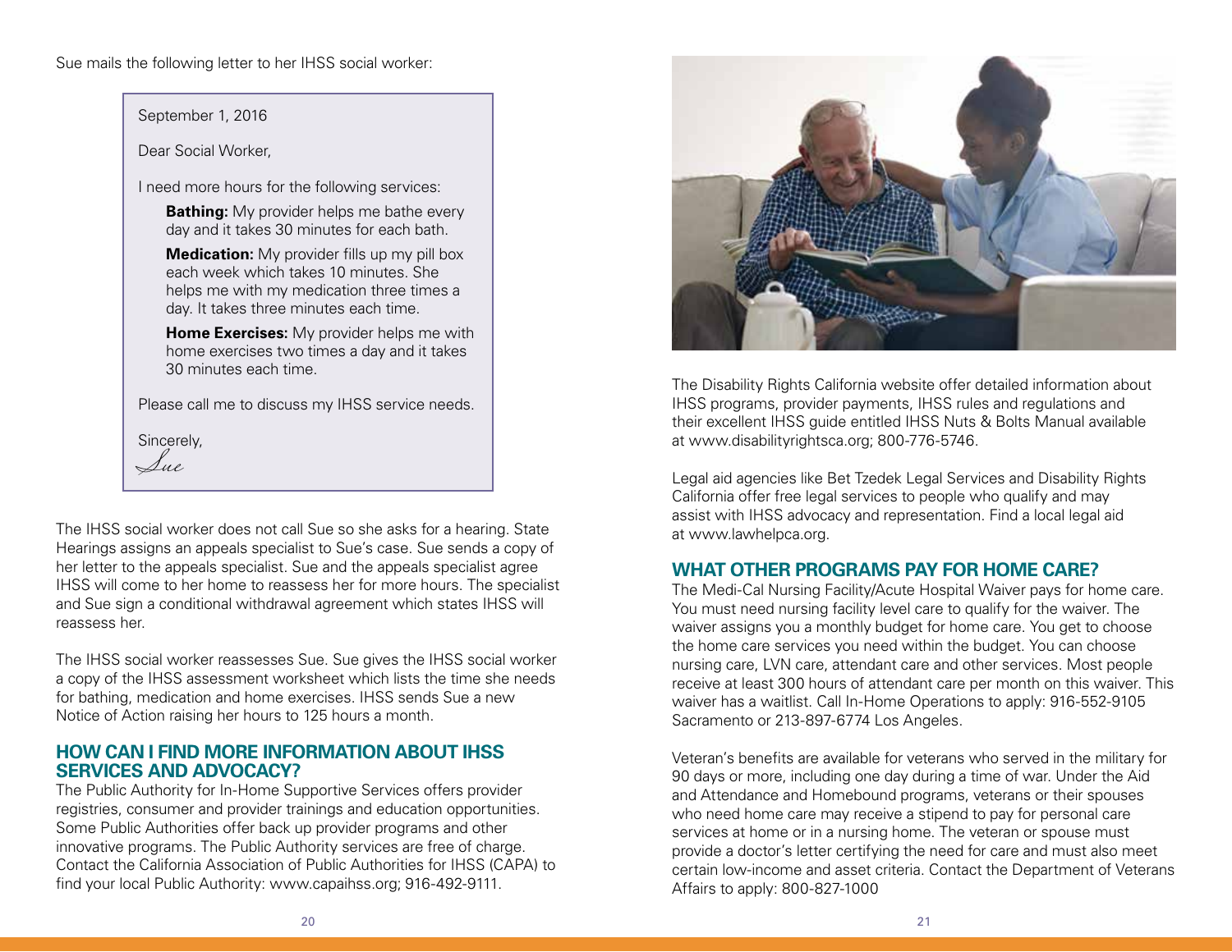Sue mails the following letter to her IHSS social worker:

> September 1, 2016
>
> Dear Social Worker,
>
> I need more hours for the following services:
>
> **Bathing:** My provider helps me bathe every day and it takes 30 minutes for each bath.
>
> **Medication:** My provider fills up my pill box each week which takes 10 minutes. She helps me with my medication three times a day. It takes three minutes each time.
>
> **Home Exercises:** My provider helps me with home exercises two times a day and it takes 30 minutes each time.
>
> Please call me to discuss my IHSS service needs.
>
> Sincerely,
>
> *Sue*

The IHSS social worker does not call Sue so she asks for a hearing. State Hearings assigns an appeals specialist to Sue's case. Sue sends a copy of her letter to the appeals specialist. Sue and the appeals specialist agree IHSS will come to her home to reassess her for more hours. The specialist and Sue sign a conditional withdrawal agreement which states IHSS will reassess her.

The IHSS social worker reassesses Sue. Sue gives the IHSS social worker a copy of the IHSS assessment worksheet which lists the time she needs for bathing, medication and home exercises. IHSS sends Sue a new Notice of Action raising her hours to 125 hours a month.

## HOW CAN I FIND MORE INFORMATION ABOUT IHSS SERVICES AND ADVOCACY?

The Public Authority for In-Home Supportive Services offers provider registries, consumer and provider trainings and education opportunities. Some Public Authorities offer back up provider programs and other innovative programs. The Public Authority services are free of charge. Contact the California Association of Public Authorities for IHSS (CAPA) to find your local Public Authority: www.capaihss.org; 916-492-9111.

The Disability Rights California website offer detailed information about IHSS programs, provider payments, IHSS rules and regulations and their excellent IHSS guide entitled IHSS Nuts & Bolts Manual available at www.disabilityrightsca.org; 800-776-5746.

Legal aid agencies like Bet Tzedek Legal Services and Disability Rights California offer free legal services to people who qualify and may assist with IHSS advocacy and representation. Find a local legal aid at www.lawhelpca.org.

## WHAT OTHER PROGRAMS PAY FOR HOME CARE?

The Medi-Cal Nursing Facility/Acute Hospital Waiver pays for home care. You must need nursing facility level care to qualify for the waiver. The waiver assigns you a monthly budget for home care. You get to choose the home care services you need within the budget. You can choose nursing care, LVN care, attendant care and other services. Most people receive at least 300 hours of attendant care per month on this waiver. This waiver has a waitlist. Call In-Home Operations to apply: 916-552-9105 Sacramento or 213-897-6774 Los Angeles.

Veteran's benefits are available for veterans who served in the military for 90 days or more, including one day during a time of war. Under the Aid and Attendance and Homebound programs, veterans or their spouses who need home care may receive a stipend to pay for personal care services at home or in a nursing home. The veteran or spouse must provide a doctor's letter certifying the need for care and must also meet certain low-income and asset criteria. Contact the Department of Veterans Affairs to apply: 800-827-1000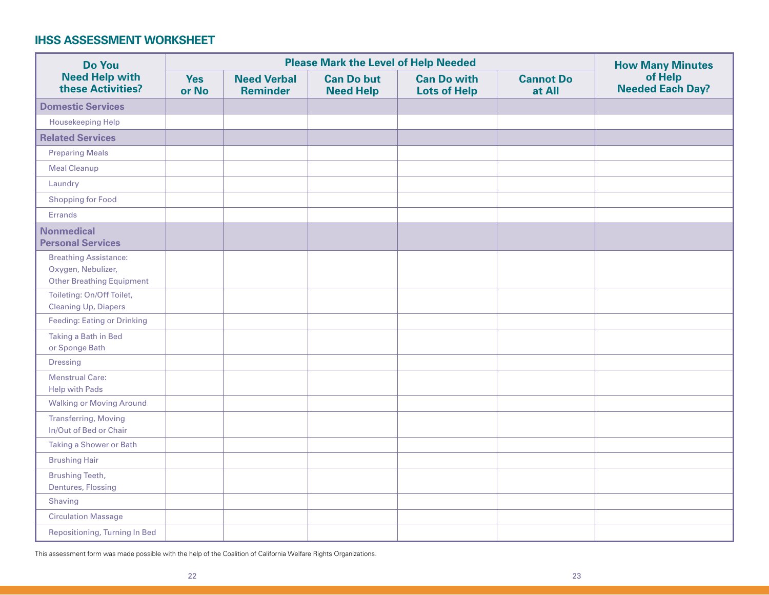## IHSS ASSESSMENT WORKSHEET

| Do You Need Help with these Activities? | Please Mark the Level of Help Needed | | | | | How Many Minutes of Help Needed Each Day? |
|---|---|---|---|---|---|---|
| | Yes or No | Need Verbal Reminder | Can Do but Need Help | Can Do with Lots of Help | Cannot Do at All | |
| **Domestic Services** | | | | | | |
| Housekeeping Help | | | | | | |
| **Related Services** | | | | | | |
| Preparing Meals | | | | | | |
| Meal Cleanup | | | | | | |
| Laundry | | | | | | |
| Shopping for Food | | | | | | |
| Errands | | | | | | |
| **Nonmedical Personal Services** | | | | | | |
| Breathing Assistance: Oxygen, Nebulizer, Other Breathing Equipment | | | | | | |
| Toileting: On/Off Toilet, Cleaning Up, Diapers | | | | | | |
| Feeding: Eating or Drinking | | | | | | |
| Taking a Bath in Bed or Sponge Bath | | | | | | |
| Dressing | | | | | | |
| Menstrual Care: Help with Pads | | | | | | |
| Walking or Moving Around | | | | | | |
| Transferring, Moving In/Out of Bed or Chair | | | | | | |
| Taking a Shower or Bath | | | | | | |
| Brushing Hair | | | | | | |
| Brushing Teeth, Dentures, Flossing | | | | | | |
| Shaving | | | | | | |
| Circulation Massage | | | | | | |
| Repositioning, Turning In Bed | | | | | | |

This assessment form was made possible with the help of the Coalition of California Welfare Rights Organizations.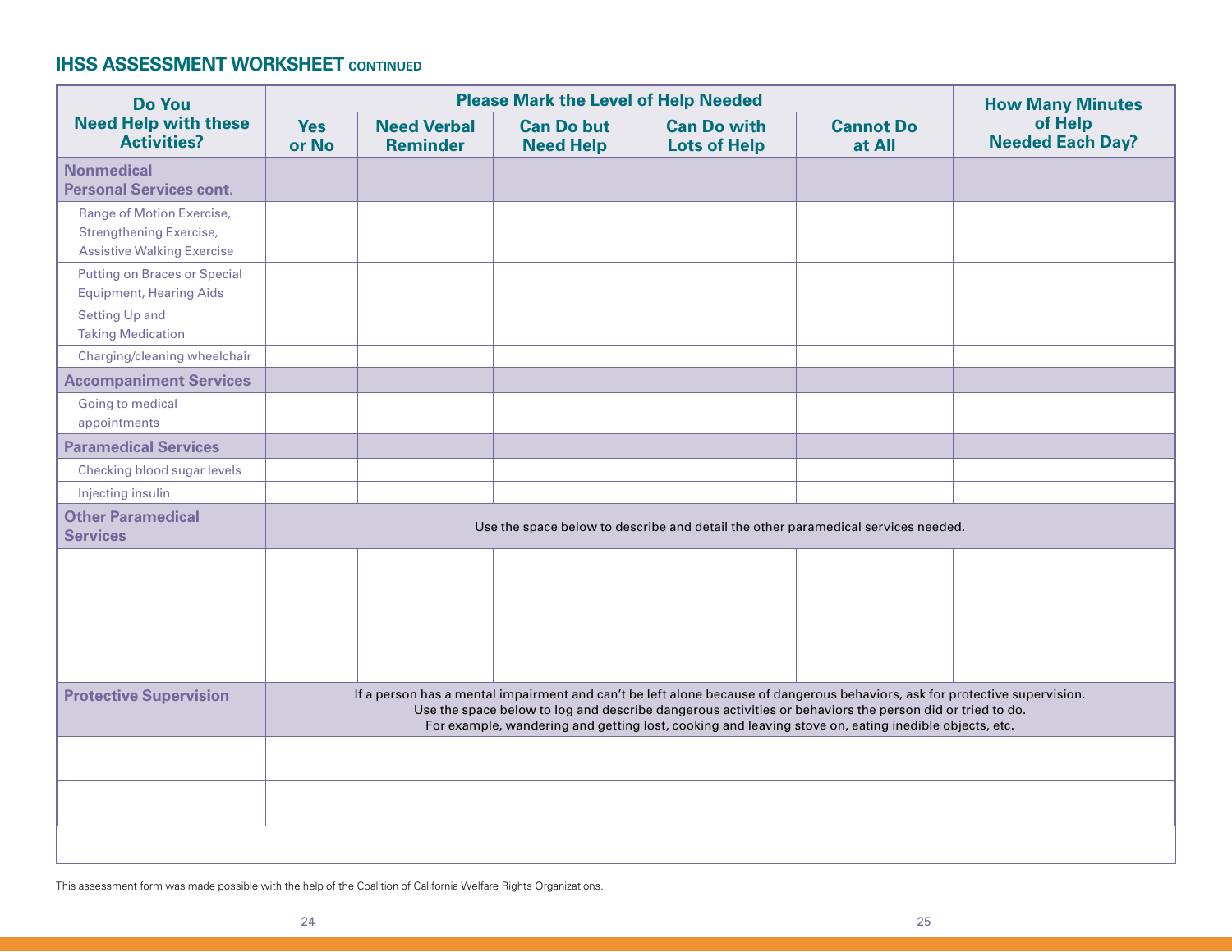## IHSS ASSESSMENT WORKSHEET CONTINUED

| Do You Need Help with these Activities? | Please Mark the Level of Help Needed | | | | | How Many Minutes of Help Needed Each Day? |
|---|---|---|---|---|---|---|
| | Yes or No | Need Verbal Reminder | Can Do but Need Help | Can Do with Lots of Help | Cannot Do at All | |
| **Nonmedical Personal Services cont.** | | | | | | |
| Range of Motion Exercise, Strengthening Exercise, Assistive Walking Exercise | | | | | | |
| Putting on Braces or Special Equipment, Hearing Aids | | | | | | |
| Setting Up and Taking Medication | | | | | | |
| Charging/cleaning wheelchair | | | | | | |
| **Accompaniment Services** | | | | | | |
| Going to medical appointments | | | | | | |
| **Paramedical Services** | | | | | | |
| Checking blood sugar levels | | | | | | |
| Injecting insulin | | | | | | |
| **Other Paramedical Services** | Use the space below to describe and detail the other paramedical services needed. | | | | | |
| | | | | | | |
| | | | | | | |
| | | | | | | |
| **Protective Supervision** | If a person has a mental impairment and can't be left alone because of dangerous behaviors, ask for protective supervision. Use the space below to log and describe dangerous activities or behaviors the person did or tried to do. For example, wandering and getting lost, cooking and leaving stove on, eating inedible objects, etc. | | | | | |
| | | | | | | |
| | | | | | | |
| | | | | | | |

This assessment form was made possible with the help of the Coalition of California Welfare Rights Organizations.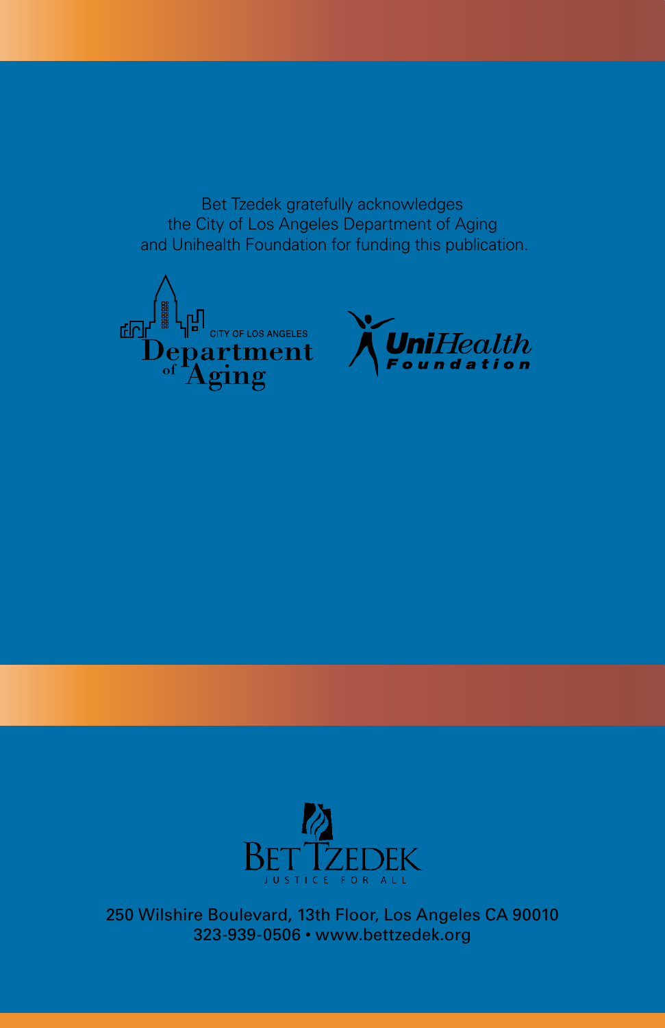Bet Tzedek gratefully acknowledges
the City of Los Angeles Department of Aging
and Unihealth Foundation for funding this publication.

CITY OF LOS ANGELES
Department of Aging

UniHealth Foundation

BET TZEDEK
JUSTICE FOR ALL

250 Wilshire Boulevard, 13th Floor, Los Angeles CA 90010
323-939-0506 • www.bettzedek.org